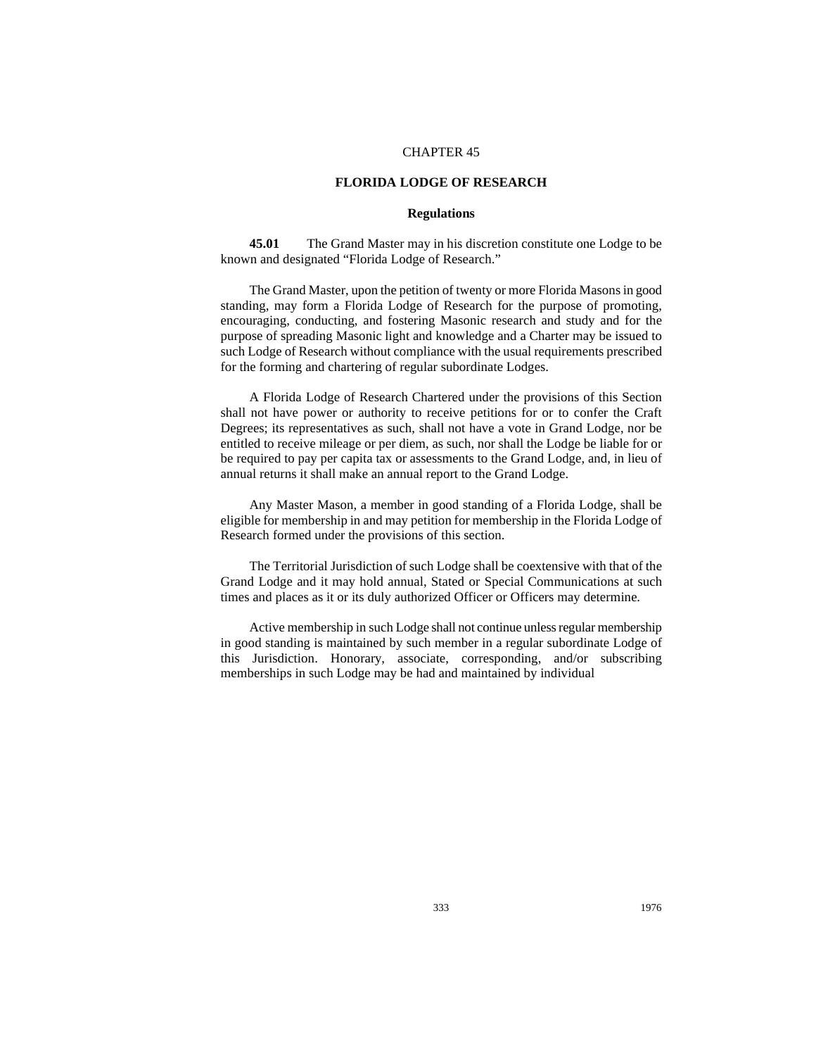CHAPTER 45

## FLORIDA LODGE OF RESEARCH

### Regulations

**45.01** The Grand Master may in his discretion constitute one Lodge to be known and designated "Florida Lodge of Research."

The Grand Master, upon the petition of twenty or more Florida Masons in good standing, may form a Florida Lodge of Research for the purpose of promoting, encouraging, conducting, and fostering Masonic research and study and for the purpose of spreading Masonic light and knowledge and a Charter may be issued to such Lodge of Research without compliance with the usual requirements prescribed for the forming and chartering of regular subordinate Lodges.

A Florida Lodge of Research Chartered under the provisions of this Section shall not have power or authority to receive petitions for or to confer the Craft Degrees; its representatives as such, shall not have a vote in Grand Lodge, nor be entitled to receive mileage or per diem, as such, nor shall the Lodge be liable for or be required to pay per capita tax or assessments to the Grand Lodge, and, in lieu of annual returns it shall make an annual report to the Grand Lodge.

Any Master Mason, a member in good standing of a Florida Lodge, shall be eligible for membership in and may petition for membership in the Florida Lodge of Research formed under the provisions of this section.

The Territorial Jurisdiction of such Lodge shall be coextensive with that of the Grand Lodge and it may hold annual, Stated or Special Communications at such times and places as it or its duly authorized Officer or Officers may determine.

Active membership in such Lodge shall not continue unless regular membership in good standing is maintained by such member in a regular subordinate Lodge of this Jurisdiction. Honorary, associate, corresponding, and/or subscribing memberships in such Lodge may be had and maintained by individual

1976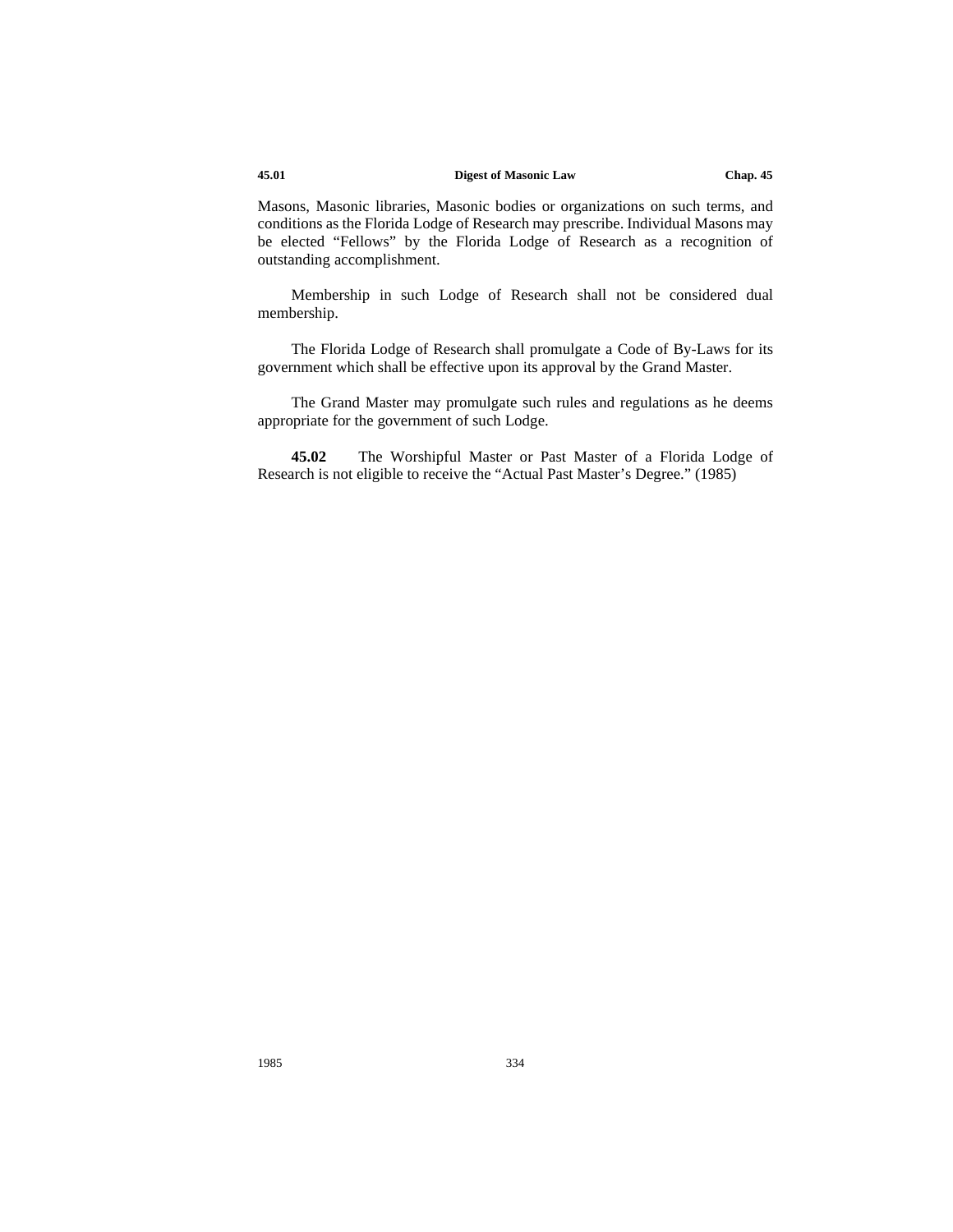Masons, Masonic libraries, Masonic bodies or organizations on such terms, and conditions as the Florida Lodge of Research may prescribe. Individual Masons may be elected "Fellows" by the Florida Lodge of Research as a recognition of outstanding accomplishment.

Membership in such Lodge of Research shall not be considered dual membership.

The Florida Lodge of Research shall promulgate a Code of By-Laws for its government which shall be effective upon its approval by the Grand Master.

The Grand Master may promulgate such rules and regulations as he deems appropriate for the government of such Lodge.

**45.02** The Worshipful Master or Past Master of a Florida Lodge of Research is not eligible to receive the "Actual Past Master's Degree." (1985)